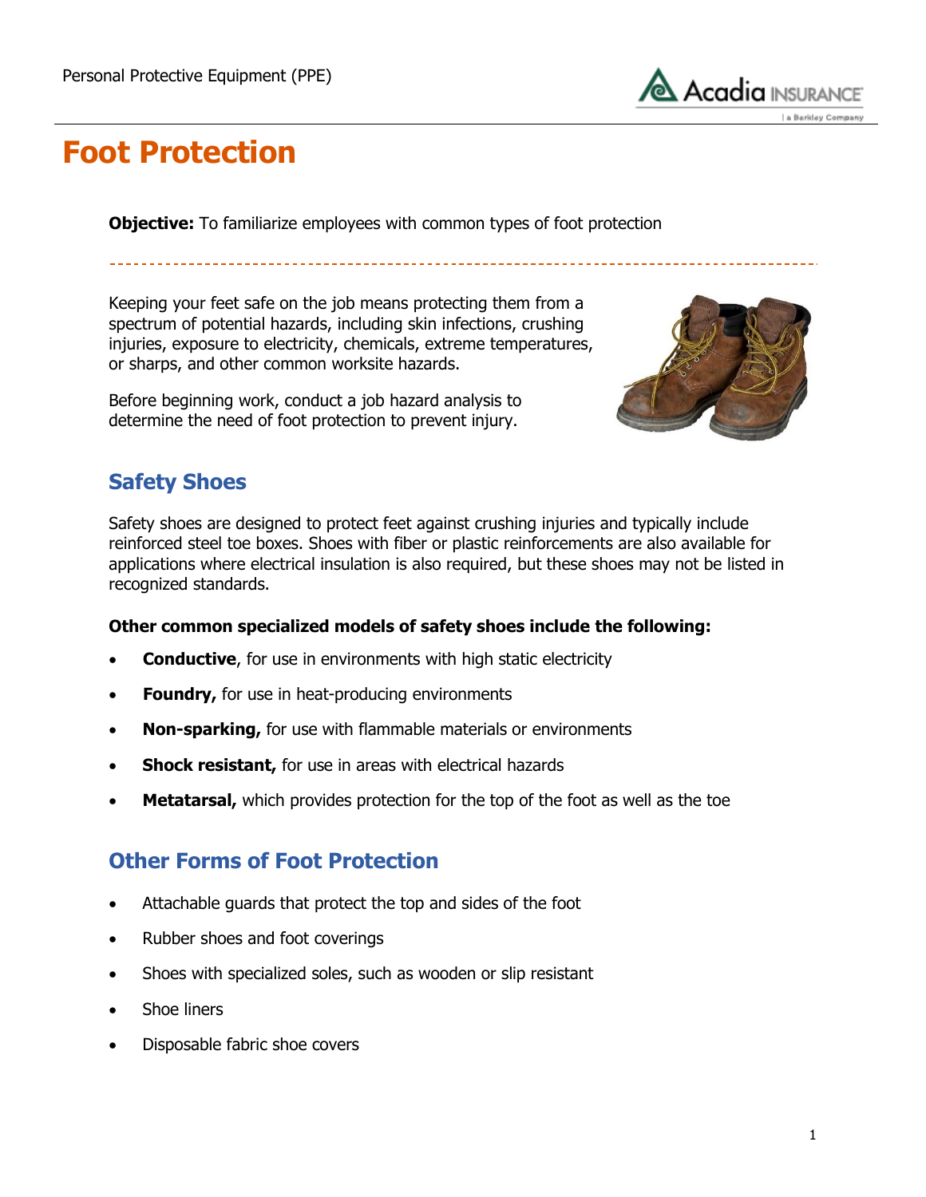# Foot Protection

**Objective:** To familiarize employees with common types of foot protection

Keeping your feet safe on the job means protecting them from a spectrum of potential hazards, including skin infections, crushing injuries, exposure to electricity, chemicals, extreme temperatures, or sharps, and other common worksite hazards.

Before beginning work, conduct a job hazard analysis to determine the need of foot protection to prevent injury.

## Safety Shoes

Safety shoes are designed to protect feet against crushing injuries and typically include reinforced steel toe boxes. Shoes with fiber or plastic reinforcements are also available for applications where electrical insulation is also required, but these shoes may not be listed in recognized standards.

**Other common specialized models of safety shoes include the following:**

- **Conductive**, for use in environments with high static electricity
- **Foundry,** for use in heat-producing environments
- **Non-sparking,** for use with flammable materials or environments
- **Shock resistant,** for use in areas with electrical hazards
- **Metatarsal,** which provides protection for the top of the foot as well as the toe

## Other Forms of Foot Protection

- Attachable guards that protect the top and sides of the foot
- Rubber shoes and foot coverings
- Shoes with specialized soles, such as wooden or slip resistant
- Shoe liners
- Disposable fabric shoe covers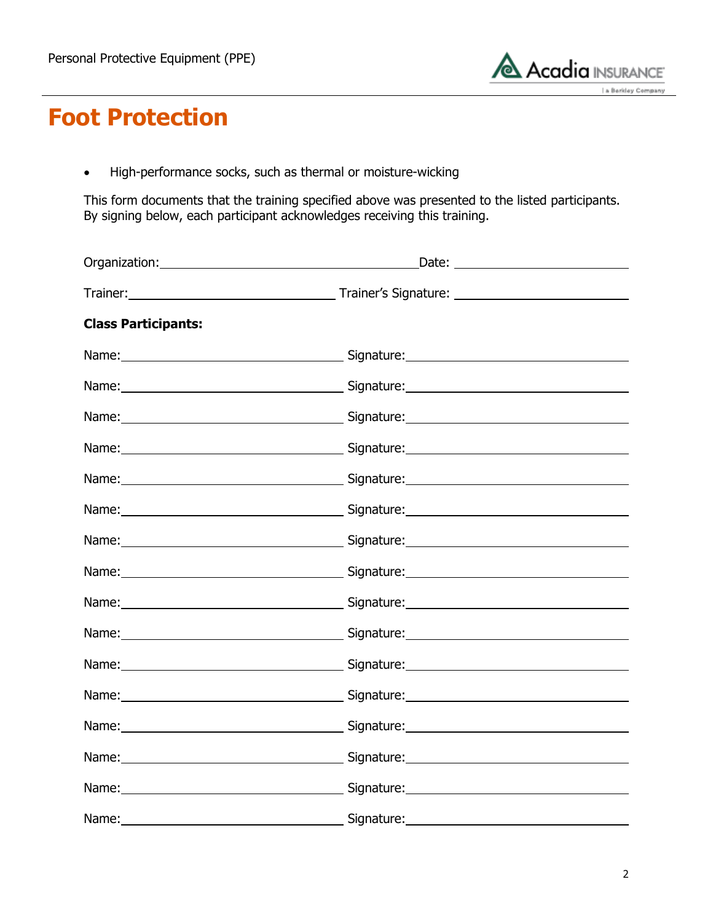# Foot Protection

- High-performance socks, such as thermal or moisture-wicking

This form documents that the training specified above was presented to the listed participants. By signing below, each participant acknowledges receiving this training.

Organization:\_\_\_\_\_\_\_\_\_\_\_\_\_\_\_\_\_\_\_\_\_\_\_\_\_\_\_\_\_\_ Date: \_\_\_\_\_\_\_\_\_\_\_\_\_\_\_\_\_\_\_\_

Trainer:\_\_\_\_\_\_\_\_\_\_\_\_\_\_\_\_\_\_\_\_\_\_\_\_ Trainer's Signature: \_\_\_\_\_\_\_\_\_\_\_\_\_\_\_\_\_\_\_\_

**Class Participants:**

Name:\_\_\_\_\_\_\_\_\_\_\_\_\_\_\_\_\_\_\_\_\_\_\_\_\_\_ Signature:\_\_\_\_\_\_\_\_\_\_\_\_\_\_\_\_\_\_\_\_\_\_\_\_\_\_

Name:\_\_\_\_\_\_\_\_\_\_\_\_\_\_\_\_\_\_\_\_\_\_\_\_\_\_ Signature:\_\_\_\_\_\_\_\_\_\_\_\_\_\_\_\_\_\_\_\_\_\_\_\_\_\_

Name:\_\_\_\_\_\_\_\_\_\_\_\_\_\_\_\_\_\_\_\_\_\_\_\_\_\_ Signature:\_\_\_\_\_\_\_\_\_\_\_\_\_\_\_\_\_\_\_\_\_\_\_\_\_\_

Name:\_\_\_\_\_\_\_\_\_\_\_\_\_\_\_\_\_\_\_\_\_\_\_\_\_\_ Signature:\_\_\_\_\_\_\_\_\_\_\_\_\_\_\_\_\_\_\_\_\_\_\_\_\_\_

Name:\_\_\_\_\_\_\_\_\_\_\_\_\_\_\_\_\_\_\_\_\_\_\_\_\_\_ Signature:\_\_\_\_\_\_\_\_\_\_\_\_\_\_\_\_\_\_\_\_\_\_\_\_\_\_

Name:\_\_\_\_\_\_\_\_\_\_\_\_\_\_\_\_\_\_\_\_\_\_\_\_\_\_ Signature:\_\_\_\_\_\_\_\_\_\_\_\_\_\_\_\_\_\_\_\_\_\_\_\_\_\_

Name:\_\_\_\_\_\_\_\_\_\_\_\_\_\_\_\_\_\_\_\_\_\_\_\_\_\_ Signature:\_\_\_\_\_\_\_\_\_\_\_\_\_\_\_\_\_\_\_\_\_\_\_\_\_\_

Name:\_\_\_\_\_\_\_\_\_\_\_\_\_\_\_\_\_\_\_\_\_\_\_\_\_\_ Signature:\_\_\_\_\_\_\_\_\_\_\_\_\_\_\_\_\_\_\_\_\_\_\_\_\_\_

Name:\_\_\_\_\_\_\_\_\_\_\_\_\_\_\_\_\_\_\_\_\_\_\_\_\_\_ Signature:\_\_\_\_\_\_\_\_\_\_\_\_\_\_\_\_\_\_\_\_\_\_\_\_\_\_

Name:\_\_\_\_\_\_\_\_\_\_\_\_\_\_\_\_\_\_\_\_\_\_\_\_\_\_ Signature:\_\_\_\_\_\_\_\_\_\_\_\_\_\_\_\_\_\_\_\_\_\_\_\_\_\_

Name:\_\_\_\_\_\_\_\_\_\_\_\_\_\_\_\_\_\_\_\_\_\_\_\_\_\_ Signature:\_\_\_\_\_\_\_\_\_\_\_\_\_\_\_\_\_\_\_\_\_\_\_\_\_\_

Name:\_\_\_\_\_\_\_\_\_\_\_\_\_\_\_\_\_\_\_\_\_\_\_\_\_\_ Signature:\_\_\_\_\_\_\_\_\_\_\_\_\_\_\_\_\_\_\_\_\_\_\_\_\_\_

Name:\_\_\_\_\_\_\_\_\_\_\_\_\_\_\_\_\_\_\_\_\_\_\_\_\_\_ Signature:\_\_\_\_\_\_\_\_\_\_\_\_\_\_\_\_\_\_\_\_\_\_\_\_\_\_

Name:\_\_\_\_\_\_\_\_\_\_\_\_\_\_\_\_\_\_\_\_\_\_\_\_\_\_ Signature:\_\_\_\_\_\_\_\_\_\_\_\_\_\_\_\_\_\_\_\_\_\_\_\_\_\_

Name:\_\_\_\_\_\_\_\_\_\_\_\_\_\_\_\_\_\_\_\_\_\_\_\_\_\_ Signature:\_\_\_\_\_\_\_\_\_\_\_\_\_\_\_\_\_\_\_\_\_\_\_\_\_\_

Name:\_\_\_\_\_\_\_\_\_\_\_\_\_\_\_\_\_\_\_\_\_\_\_\_\_\_ Signature:\_\_\_\_\_\_\_\_\_\_\_\_\_\_\_\_\_\_\_\_\_\_\_\_\_\_